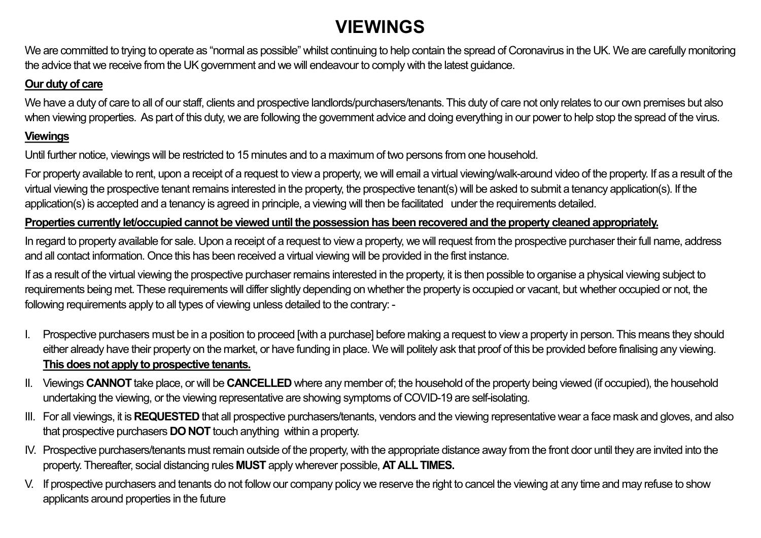# VIEWINGS

We are committed to trying to operate as "normal as possible" whilst continuing to help contain the spread of Coronavirus in the UK. We are carefully monitoring the advice that we receive from the UK government and we will endeavour to comply with the latest guidance.

**Our duty of care**

We have a duty of care to all of our staff, clients and prospective landlords/purchasers/tenants. This duty of care not only relates to our own premises but also when viewing properties. As part of this duty, we are following the government advice and doing everything in our power to help stop the spread of the virus.

**Viewings**

Until further notice, viewings will be restricted to 15 minutes and to a maximum of two persons from one household.

For property available to rent, upon a receipt of a request to view a property, we will email a virtual viewing/walk-around video of the property. If as a result of the virtual viewing the prospective tenant remains interested in the property, the prospective tenant(s) will be asked to submit a tenancy application(s). If the application(s) is accepted and a tenancy is agreed in principle, a viewing will then be facilitated under the requirements detailed.

**Properties currently let/occupied cannot be viewed until the possession has been recovered and the property cleaned appropriately.**

In regard to property available for sale. Upon a receipt of a request to view a property, we will request from the prospective purchaser their full name, address and all contact information. Once this has been received a virtual viewing will be provided in the first instance.

If as a result of the virtual viewing the prospective purchaser remains interested in the property, it is then possible to organise a physical viewing subject to requirements being met. These requirements will differ slightly depending on whether the property is occupied or vacant, but whether occupied or not, the following requirements apply to all types of viewing unless detailed to the contrary: -

I. Prospective purchasers must be in a position to proceed [with a purchase] before making a request to view a property in person. This means they should either already have their property on the market, or have funding in place. We will politely ask that proof of this be provided before finalising any viewing. **This does not apply to prospective tenants.**

II. Viewings **CANNOT** take place, or will be **CANCELLED** where any member of; the household of the property being viewed (if occupied), the household undertaking the viewing, or the viewing representative are showing symptoms of COVID-19 are self-isolating.

III. For all viewings, it is **REQUESTED** that all prospective purchasers/tenants, vendors and the viewing representative wear a face mask and gloves, and also that prospective purchasers **DO NOT** touch anything within a property.

IV. Prospective purchasers/tenants must remain outside of the property, with the appropriate distance away from the front door until they are invited into the property. Thereafter, social distancing rules **MUST** apply wherever possible, **AT ALL TIMES.**

V. If prospective purchasers and tenants do not follow our company policy we reserve the right to cancel the viewing at any time and may refuse to show applicants around properties in the future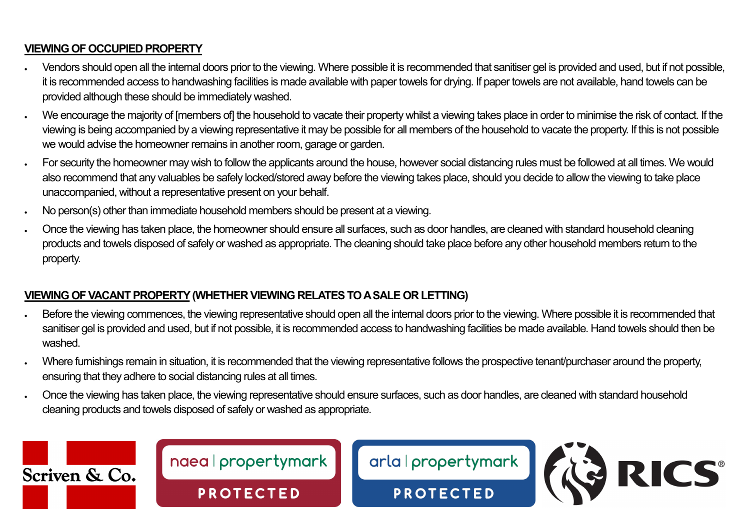**VIEWING OF OCCUPIED PROPERTY**

- Vendors should open all the internal doors prior to the viewing. Where possible it is recommended that sanitiser gel is provided and used, but if not possible, it is recommended access to handwashing facilities is made available with paper towels for drying. If paper towels are not available, hand towels can be provided although these should be immediately washed.
- We encourage the majority of [members of] the household to vacate their property whilst a viewing takes place in order to minimise the risk of contact. If the viewing is being accompanied by a viewing representative it may be possible for all members of the household to vacate the property. If this is not possible we would advise the homeowner remains in another room, garage or garden.
- For security the homeowner may wish to follow the applicants around the house, however social distancing rules must be followed at all times. We would also recommend that any valuables be safely locked/stored away before the viewing takes place, should you decide to allow the viewing to take place unaccompanied, without a representative present on your behalf.
- No person(s) other than immediate household members should be present at a viewing.
- Once the viewing has taken place, the homeowner should ensure all surfaces, such as door handles, are cleaned with standard household cleaning products and towels disposed of safely or washed as appropriate. The cleaning should take place before any other household members return to the property.

**VIEWING OF VACANT PROPERTY (WHETHER VIEWING RELATES TO A SALE OR LETTING)**

- Before the viewing commences, the viewing representative should open all the internal doors prior to the viewing. Where possible it is recommended that sanitiser gel is provided and used, but if not possible, it is recommended access to handwashing facilities be made available. Hand towels should then be washed.
- Where furnishings remain in situation, it is recommended that the viewing representative follows the prospective tenant/purchaser around the property, ensuring that they adhere to social distancing rules at all times.
- Once the viewing has taken place, the viewing representative should ensure surfaces, such as door handles, are cleaned with standard household cleaning products and towels disposed of safely or washed as appropriate.

Scriven & Co.

naea | propertymark PROTECTED

arla | propertymark PROTECTED

RICS®